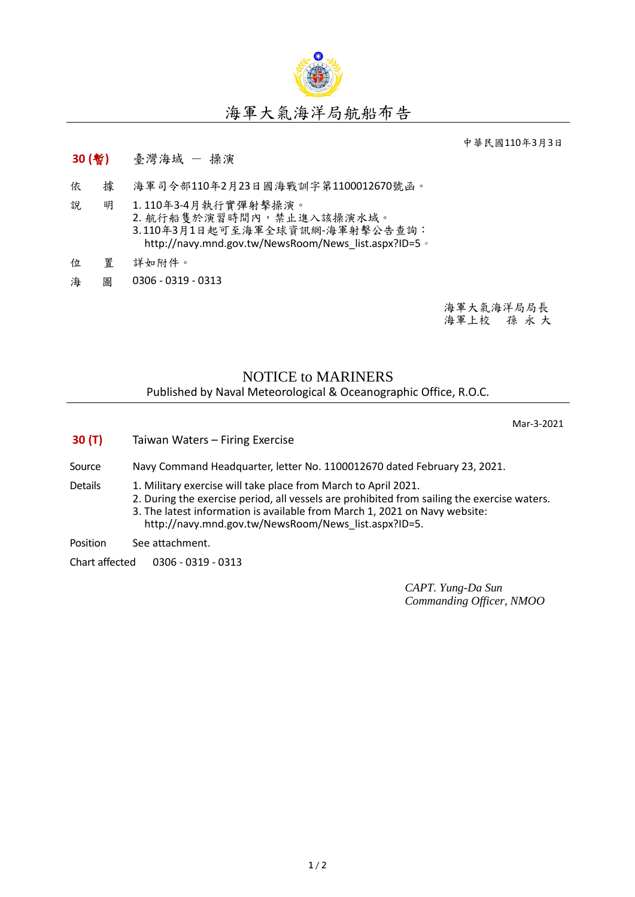# 海軍大氣海洋局航船布告

中華民國110年3月3日

**30 (暫)**　臺灣海域 － 操演

依　據　海軍司令部110年2月23日國海戰訓字第1100012670號函。

說　明　1. 110年3-4月執行實彈射擊操演。
2. 航行船隻於演習時間內，禁止進入該操演水域。
3. 110年3月1日起可至海軍全球資訊網-海軍射擊公告查詢：
http://navy.mnd.gov.tw/NewsRoom/News_list.aspx?ID=5。

位　置　詳如附件。

海　圖　0306 - 0319 - 0313

海軍大氣海洋局局長
海軍上校　孫 永 大

# NOTICE to MARINERS

Published by Naval Meteorological & Oceanographic Office, R.O.C.

Mar-3-2021

**30 (T)**　Taiwan Waters – Firing Exercise

Source　Navy Command Headquarter, letter No. 1100012670 dated February 23, 2021.

Details
1. Military exercise will take place from March to April 2021.
2. During the exercise period, all vessels are prohibited from sailing the exercise waters.
3. The latest information is available from March 1, 2021 on Navy website:
http://navy.mnd.gov.tw/NewsRoom/News_list.aspx?ID=5.

Position　See attachment.

Chart affected　0306 - 0319 - 0313

*CAPT. Yung-Da Sun*
*Commanding Officer, NMOO*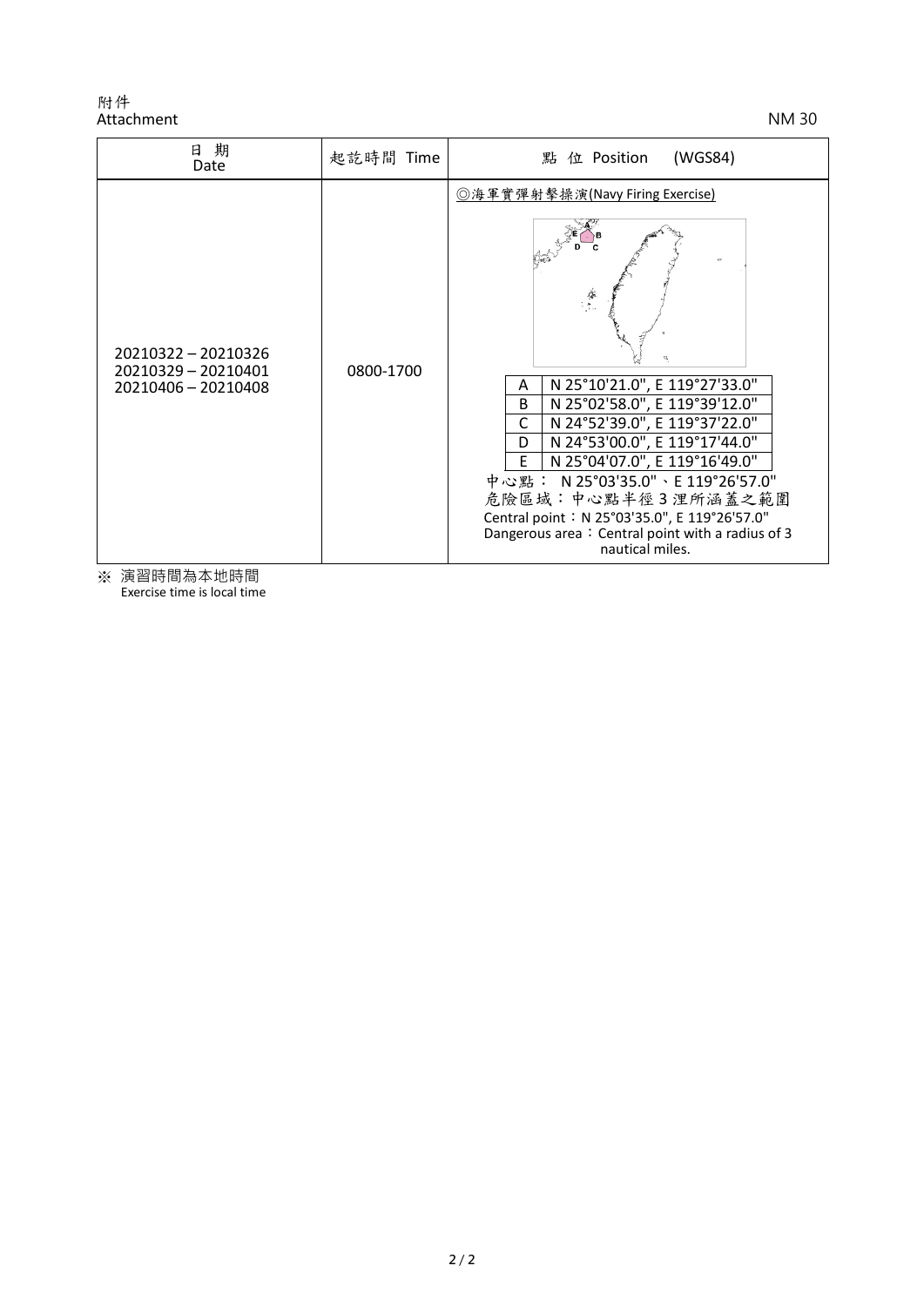附件
Attachment

NM 30

| 日 期<br>Date | 起訖時間 Time | 點 位 Position (WGS84) |
|---|---|---|
| 20210322 – 20210326<br>20210329 – 20210401<br>20210406 – 20210408 | 0800-1700 | ◎海軍實彈射擊操演(Navy Firing Exercise)<br>A: N 25°10'21.0", E 119°27'33.0"<br>B: N 25°02'58.0", E 119°39'12.0"<br>C: N 24°52'39.0", E 119°37'22.0"<br>D: N 24°53'00.0", E 119°17'44.0"<br>E: N 25°04'07.0", E 119°16'49.0"<br>中心點： N 25°03'35.0"、E 119°26'57.0"<br>危險區域：中心點半徑 3 浬所涵蓋之範圍<br>Central point：N 25°03'35.0", E 119°26'57.0"<br>Dangerous area：Central point with a radius of 3 nautical miles. |

※ 演習時間為本地時間
Exercise time is local time